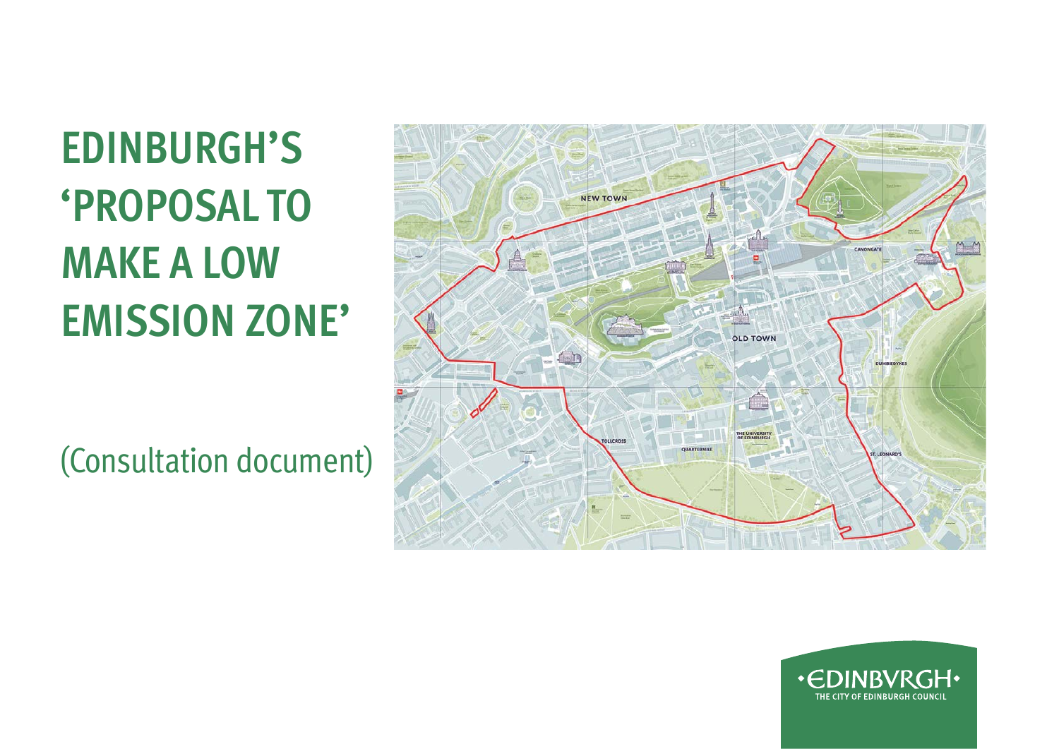# EDINBURGH'S 'PROPOSAL TO MAKE A LOW EMISSION ZONE'

(Consultation document)

NEW TOWN

CANONGATE

OLD TOWN

DUMBIEDYKES

TOLLCROSS

QUARTERMILE

THE UNIVERSITY OF EDINBURGH

ST. LEONARD'S

•EDINBVRGH•
THE CITY OF EDINBURGH COUNCIL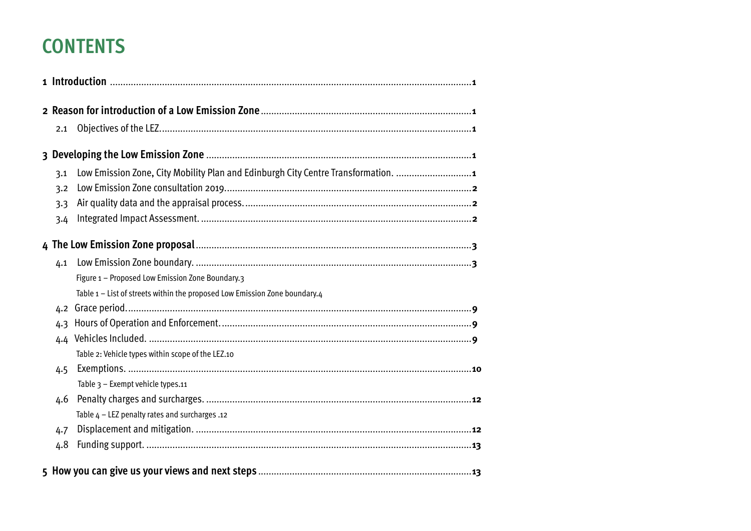# CONTENTS

**1 Introduction** .......................................................... **1**

**2 Reason for introduction of a Low Emission Zone** .......................................................... **1**

2.1 Objectives of the LEZ. .......................................................... **1**

**3 Developing the Low Emission Zone** .......................................................... **1**

3.1 Low Emission Zone, City Mobility Plan and Edinburgh City Centre Transformation. .......................................................... **1**

3.2 Low Emission Zone consultation 2019. .......................................................... **2**

3.3 Air quality data and the appraisal process. .......................................................... **2**

3.4 Integrated Impact Assessment. .......................................................... **2**

**4 The Low Emission Zone proposal** .......................................................... **3**

4.1 Low Emission Zone boundary. .......................................................... **3**

Figure 1 – Proposed Low Emission Zone Boundary.3

Table 1 – List of streets within the proposed Low Emission Zone boundary.4

4.2 Grace period. .......................................................... **9**

4.3 Hours of Operation and Enforcement. .......................................................... **9**

4.4 Vehicles Included. .......................................................... **9**

Table 2: Vehicle types within scope of the LEZ.10

4.5 Exemptions. .......................................................... **10**

Table 3 – Exempt vehicle types.11

4.6 Penalty charges and surcharges. .......................................................... **12**

Table 4 – LEZ penalty rates and surcharges .12

4.7 Displacement and mitigation. .......................................................... **12**

4.8 Funding support. .......................................................... **13**

**5 How you can give us your views and next steps** .......................................................... **13**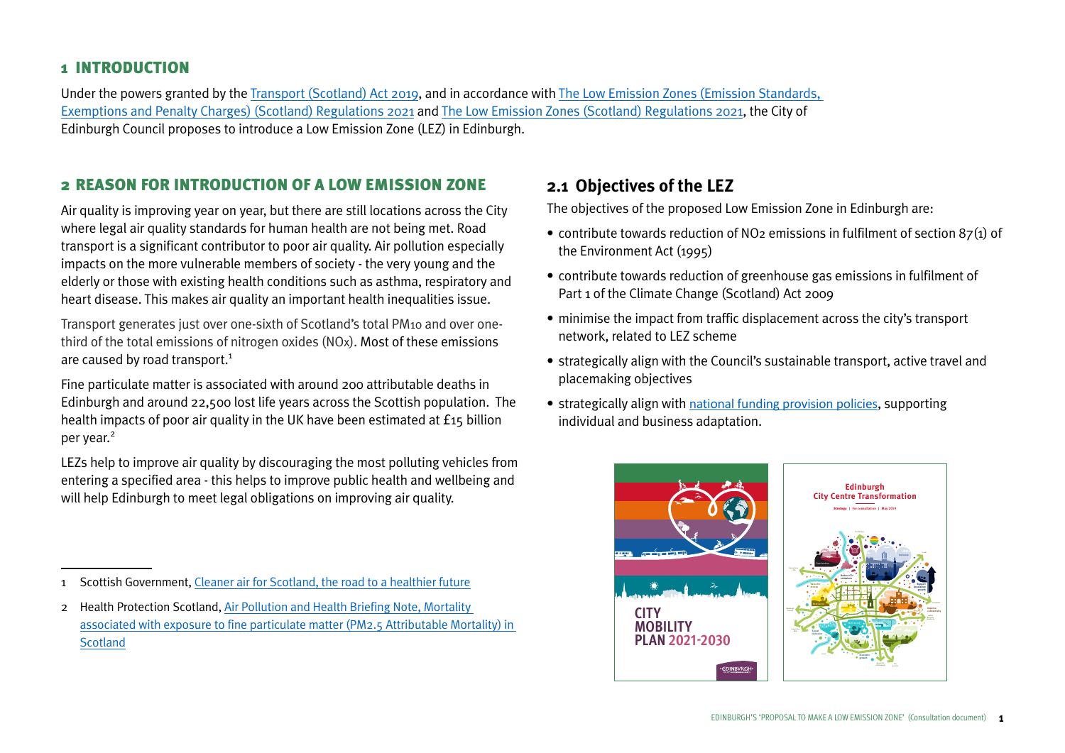## 1 INTRODUCTION

Under the powers granted by the Transport (Scotland) Act 2019, and in accordance with The Low Emission Zones (Emission Standards, Exemptions and Penalty Charges) (Scotland) Regulations 2021 and The Low Emission Zones (Scotland) Regulations 2021, the City of Edinburgh Council proposes to introduce a Low Emission Zone (LEZ) in Edinburgh.

## 2 REASON FOR INTRODUCTION OF A LOW EMISSION ZONE

Air quality is improving year on year, but there are still locations across the City where legal air quality standards for human health are not being met. Road transport is a significant contributor to poor air quality. Air pollution especially impacts on the more vulnerable members of society - the very young and the elderly or those with existing health conditions such as asthma, respiratory and heart disease. This makes air quality an important health inequalities issue.

Transport generates just over one-sixth of Scotland's total $PM_{10}$ and over one-third of the total emissions of nitrogen oxides ($NO_x$). Most of these emissions are caused by road transport.[1]

Fine particulate matter is associated with around 200 attributable deaths in Edinburgh and around 22,500 lost life years across the Scottish population. The health impacts of poor air quality in the UK have been estimated at £15 billion per year.[2]

LEZs help to improve air quality by discouraging the most polluting vehicles from entering a specified area - this helps to improve public health and wellbeing and will help Edinburgh to meet legal obligations on improving air quality.

1 Scottish Government, Cleaner air for Scotland, the road to a healthier future

2 Health Protection Scotland, Air Pollution and Health Briefing Note, Mortality associated with exposure to fine particulate matter ($PM_{2.5}$ Attributable Mortality) in Scotland

### 2.1 Objectives of the LEZ

The objectives of the proposed Low Emission Zone in Edinburgh are:

- contribute towards reduction of $NO_2$ emissions in fulfilment of section 87(1) of the Environment Act (1995)
- contribute towards reduction of greenhouse gas emissions in fulfilment of Part 1 of the Climate Change (Scotland) Act 2009
- minimise the impact from traffic displacement across the city's transport network, related to LEZ scheme
- strategically align with the Council's sustainable transport, active travel and placemaking objectives
- strategically align with national funding provision policies, supporting individual and business adaptation.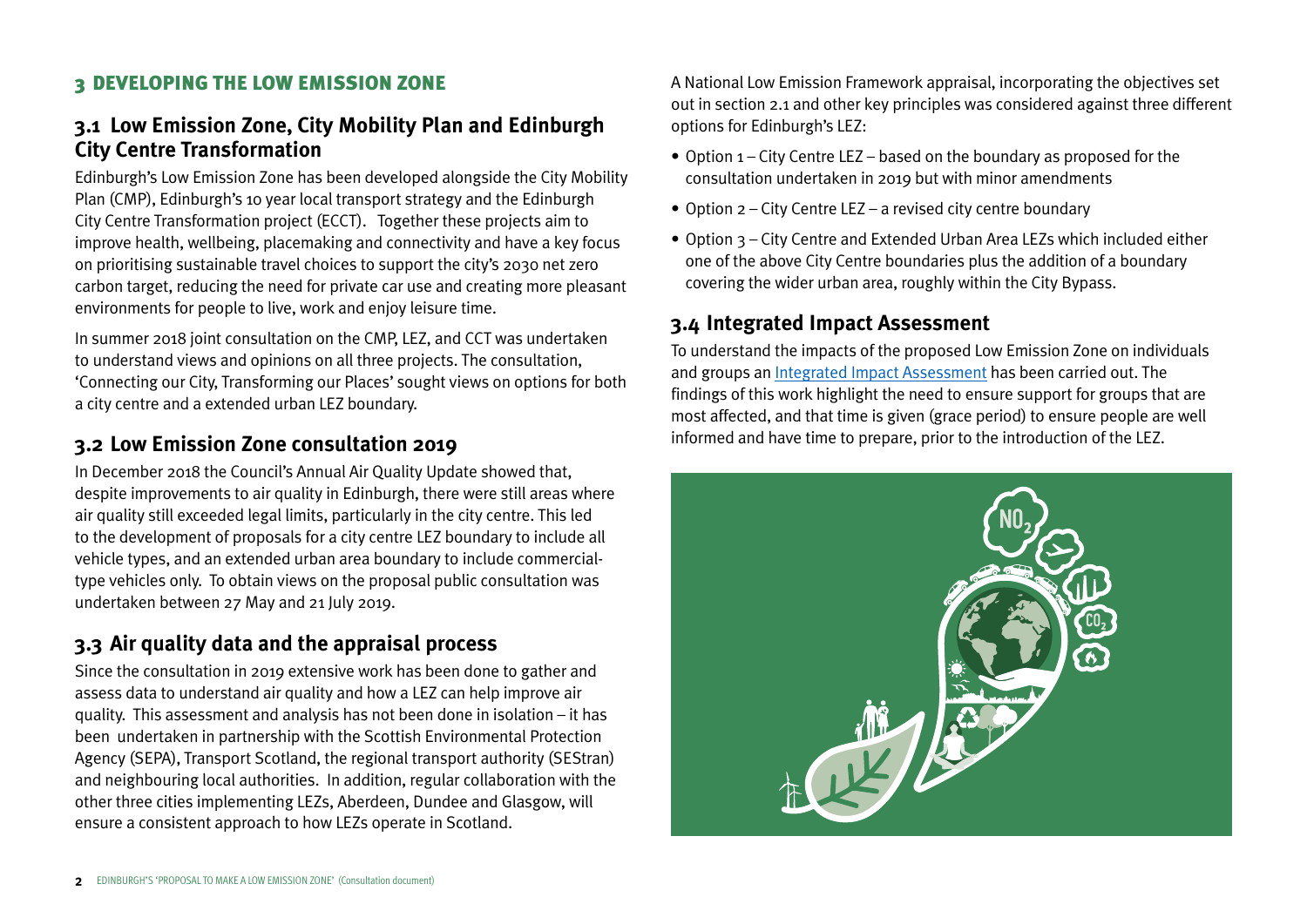## 3 DEVELOPING THE LOW EMISSION ZONE

### 3.1 Low Emission Zone, City Mobility Plan and Edinburgh City Centre Transformation

Edinburgh's Low Emission Zone has been developed alongside the City Mobility Plan (CMP), Edinburgh's 10 year local transport strategy and the Edinburgh City Centre Transformation project (ECCT). Together these projects aim to improve health, wellbeing, placemaking and connectivity and have a key focus on prioritising sustainable travel choices to support the city's 2030 net zero carbon target, reducing the need for private car use and creating more pleasant environments for people to live, work and enjoy leisure time.

In summer 2018 joint consultation on the CMP, LEZ, and CCT was undertaken to understand views and opinions on all three projects. The consultation, 'Connecting our City, Transforming our Places' sought views on options for both a city centre and a extended urban LEZ boundary.

### 3.2 Low Emission Zone consultation 2019

In December 2018 the Council's Annual Air Quality Update showed that, despite improvements to air quality in Edinburgh, there were still areas where air quality still exceeded legal limits, particularly in the city centre. This led to the development of proposals for a city centre LEZ boundary to include all vehicle types, and an extended urban area boundary to include commercial-type vehicles only. To obtain views on the proposal public consultation was undertaken between 27 May and 21 July 2019.

### 3.3 Air quality data and the appraisal process

Since the consultation in 2019 extensive work has been done to gather and assess data to understand air quality and how a LEZ can help improve air quality. This assessment and analysis has not been done in isolation – it has been undertaken in partnership with the Scottish Environmental Protection Agency (SEPA), Transport Scotland, the regional transport authority (SEStran) and neighbouring local authorities. In addition, regular collaboration with the other three cities implementing LEZs, Aberdeen, Dundee and Glasgow, will ensure a consistent approach to how LEZs operate in Scotland.

A National Low Emission Framework appraisal, incorporating the objectives set out in section 2.1 and other key principles was considered against three different options for Edinburgh's LEZ:

- Option 1 – City Centre LEZ – based on the boundary as proposed for the consultation undertaken in 2019 but with minor amendments
- Option 2 – City Centre LEZ – a revised city centre boundary
- Option 3 – City Centre and Extended Urban Area LEZs which included either one of the above City Centre boundaries plus the addition of a boundary covering the wider urban area, roughly within the City Bypass.

### 3.4 Integrated Impact Assessment

To understand the impacts of the proposed Low Emission Zone on individuals and groups an [Integrated Impact Assessment] has been carried out. The findings of this work highlight the need to ensure support for groups that are most affected, and that time is given (grace period) to ensure people are well informed and have time to prepare, prior to the introduction of the LEZ.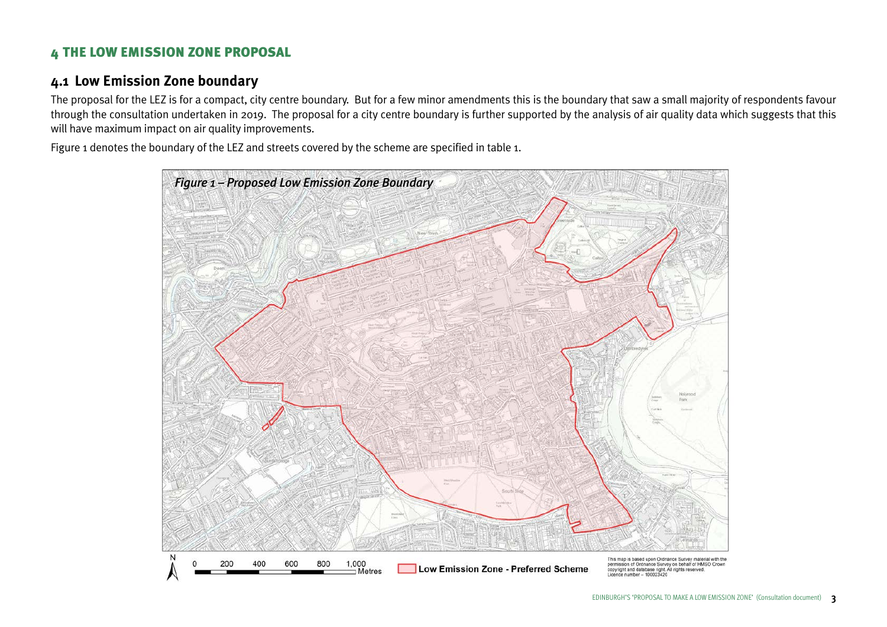# 4 THE LOW EMISSION ZONE PROPOSAL

## 4.1 Low Emission Zone boundary

The proposal for the LEZ is for a compact, city centre boundary. But for a few minor amendments this is the boundary that saw a small majority of respondents favour through the consultation undertaken in 2019. The proposal for a city centre boundary is further supported by the analysis of air quality data which suggests that this will have maximum impact on air quality improvements.

Figure 1 denotes the boundary of the LEZ and streets covered by the scheme are specified in table 1.

*Figure 1 – Proposed Low Emission Zone Boundary*

Low Emission Zone - Preferred Scheme

This map is based upon Ordnance Survey material with the permission of Ordnance Survey on behalf of HMSO Crown copyright and database right. All rights reserved. Licence number – 100023420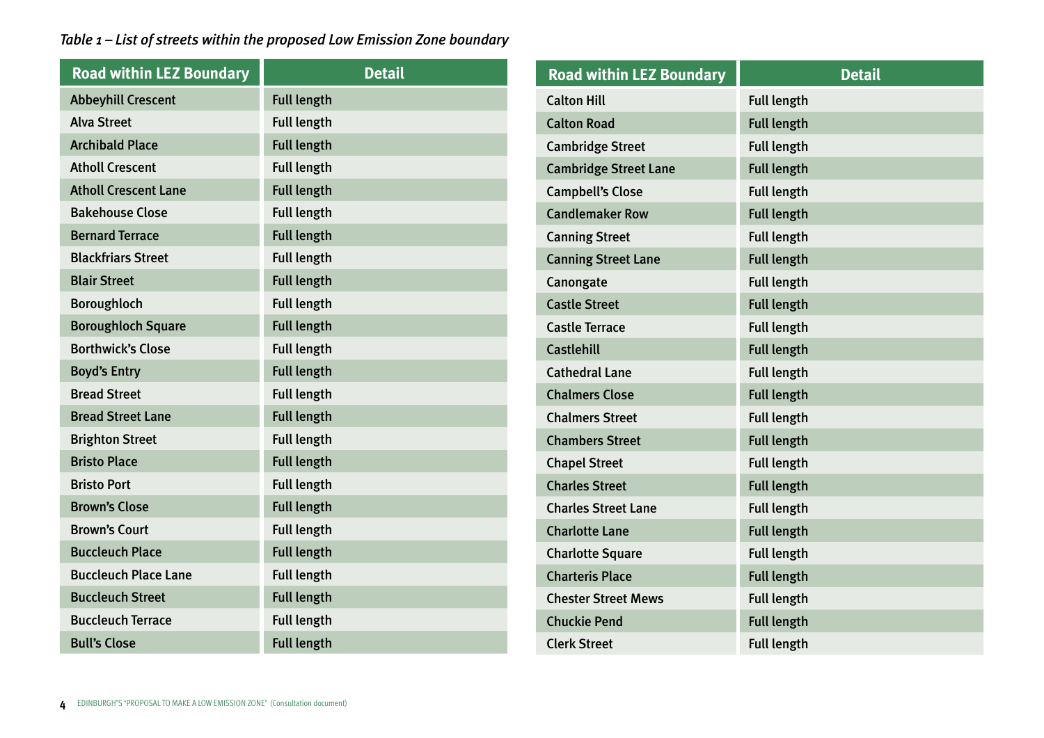*Table 1 – List of streets within the proposed Low Emission Zone boundary*

| Road within LEZ Boundary | Detail |
|---|---|
| Abbeyhill Crescent | Full length |
| Alva Street | Full length |
| Archibald Place | Full length |
| Atholl Crescent | Full length |
| Atholl Crescent Lane | Full length |
| Bakehouse Close | Full length |
| Bernard Terrace | Full length |
| Blackfriars Street | Full length |
| Blair Street | Full length |
| Boroughloch | Full length |
| Boroughloch Square | Full length |
| Borthwick's Close | Full length |
| Boyd's Entry | Full length |
| Bread Street | Full length |
| Bread Street Lane | Full length |
| Brighton Street | Full length |
| Bristo Place | Full length |
| Bristo Port | Full length |
| Brown's Close | Full length |
| Brown's Court | Full length |
| Buccleuch Place | Full length |
| Buccleuch Place Lane | Full length |
| Buccleuch Street | Full length |
| Buccleuch Terrace | Full length |
| Bull's Close | Full length |
| Calton Hill | Full length |
| Calton Road | Full length |
| Cambridge Street | Full length |
| Cambridge Street Lane | Full length |
| Campbell's Close | Full length |
| Candlemaker Row | Full length |
| Canning Street | Full length |
| Canning Street Lane | Full length |
| Canongate | Full length |
| Castle Street | Full length |
| Castle Terrace | Full length |
| Castlehill | Full length |
| Cathedral Lane | Full length |
| Chalmers Close | Full length |
| Chalmers Street | Full length |
| Chambers Street | Full length |
| Chapel Street | Full length |
| Charles Street | Full length |
| Charles Street Lane | Full length |
| Charlotte Lane | Full length |
| Charlotte Square | Full length |
| Charteris Place | Full length |
| Chester Street Mews | Full length |
| Chuckie Pend | Full length |
| Clerk Street | Full length |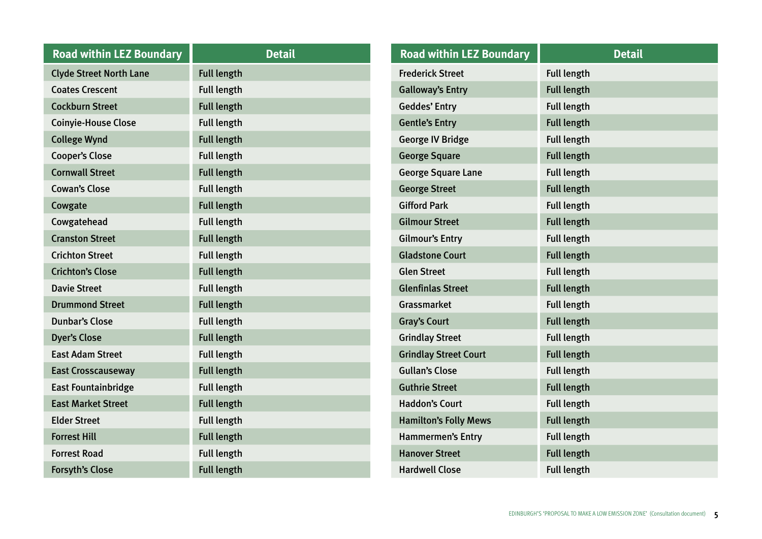| Road within LEZ Boundary | Detail |
|---|---|
| Clyde Street North Lane | Full length |
| Coates Crescent | Full length |
| Cockburn Street | Full length |
| Coinyie-House Close | Full length |
| College Wynd | Full length |
| Cooper's Close | Full length |
| Cornwall Street | Full length |
| Cowan's Close | Full length |
| Cowgate | Full length |
| Cowgatehead | Full length |
| Cranston Street | Full length |
| Crichton Street | Full length |
| Crichton's Close | Full length |
| Davie Street | Full length |
| Drummond Street | Full length |
| Dunbar's Close | Full length |
| Dyer's Close | Full length |
| East Adam Street | Full length |
| East Crosscauseway | Full length |
| East Fountainbridge | Full length |
| East Market Street | Full length |
| Elder Street | Full length |
| Forrest Hill | Full length |
| Forrest Road | Full length |
| Forsyth's Close | Full length |

| Road within LEZ Boundary | Detail |
|---|---|
| Frederick Street | Full length |
| Galloway's Entry | Full length |
| Geddes' Entry | Full length |
| Gentle's Entry | Full length |
| George IV Bridge | Full length |
| George Square | Full length |
| George Square Lane | Full length |
| George Street | Full length |
| Gifford Park | Full length |
| Gilmour Street | Full length |
| Gilmour's Entry | Full length |
| Gladstone Court | Full length |
| Glen Street | Full length |
| Glenfinlas Street | Full length |
| Grassmarket | Full length |
| Gray's Court | Full length |
| Grindlay Street | Full length |
| Grindlay Street Court | Full length |
| Gullan's Close | Full length |
| Guthrie Street | Full length |
| Haddon's Court | Full length |
| Hamilton's Folly Mews | Full length |
| Hammermen's Entry | Full length |
| Hanover Street | Full length |
| Hardwell Close | Full length |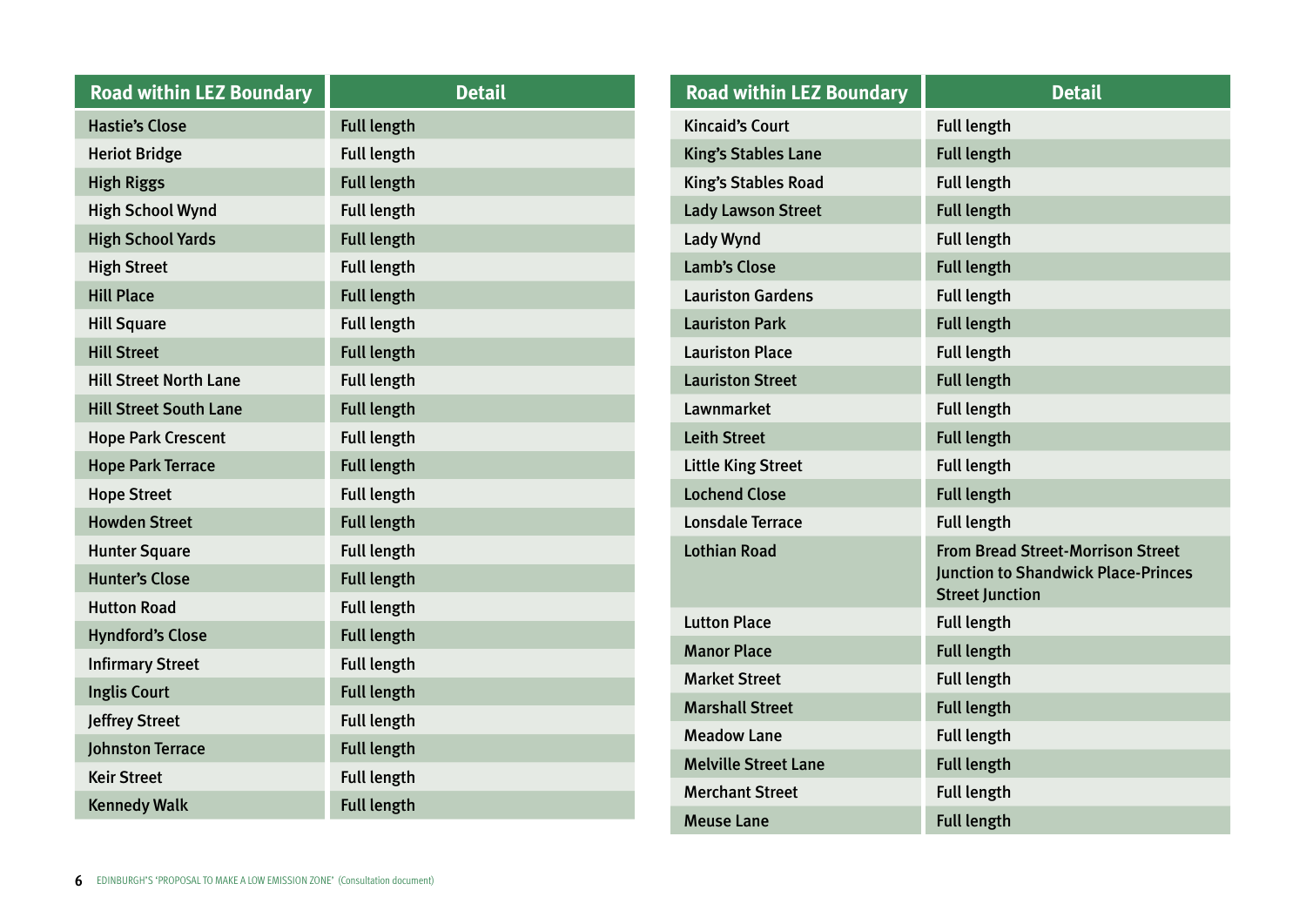| Road within LEZ Boundary | Detail |
|---|---|
| Hastie's Close | Full length |
| Heriot Bridge | Full length |
| High Riggs | Full length |
| High School Wynd | Full length |
| High School Yards | Full length |
| High Street | Full length |
| Hill Place | Full length |
| Hill Square | Full length |
| Hill Street | Full length |
| Hill Street North Lane | Full length |
| Hill Street South Lane | Full length |
| Hope Park Crescent | Full length |
| Hope Park Terrace | Full length |
| Hope Street | Full length |
| Howden Street | Full length |
| Hunter Square | Full length |
| Hunter's Close | Full length |
| Hutton Road | Full length |
| Hyndford's Close | Full length |
| Infirmary Street | Full length |
| Inglis Court | Full length |
| Jeffrey Street | Full length |
| Johnston Terrace | Full length |
| Keir Street | Full length |
| Kennedy Walk | Full length |

| Road within LEZ Boundary | Detail |
|---|---|
| Kincaid's Court | Full length |
| King's Stables Lane | Full length |
| King's Stables Road | Full length |
| Lady Lawson Street | Full length |
| Lady Wynd | Full length |
| Lamb's Close | Full length |
| Lauriston Gardens | Full length |
| Lauriston Park | Full length |
| Lauriston Place | Full length |
| Lauriston Street | Full length |
| Lawnmarket | Full length |
| Leith Street | Full length |
| Little King Street | Full length |
| Lochend Close | Full length |
| Lonsdale Terrace | Full length |
| Lothian Road | From Bread Street-Morrison Street Junction to Shandwick Place-Princes Street Junction |
| Lutton Place | Full length |
| Manor Place | Full length |
| Market Street | Full length |
| Marshall Street | Full length |
| Meadow Lane | Full length |
| Melville Street Lane | Full length |
| Merchant Street | Full length |
| Meuse Lane | Full length |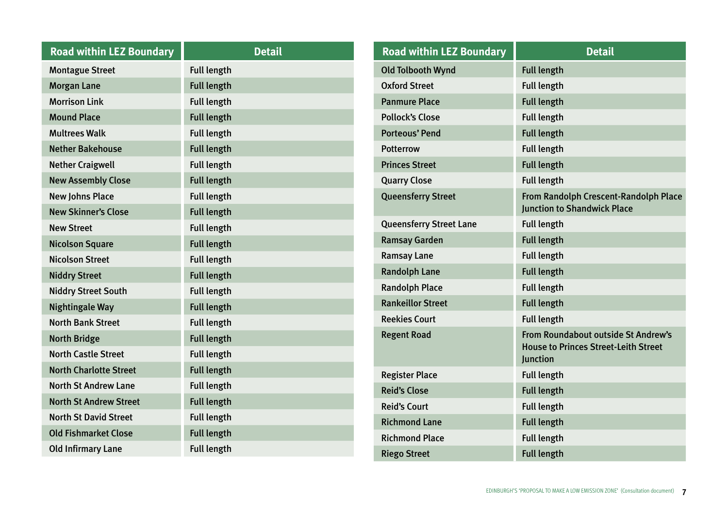| Road within LEZ Boundary | Detail |
|---|---|
| Montague Street | Full length |
| Morgan Lane | Full length |
| Morrison Link | Full length |
| Mound Place | Full length |
| Multrees Walk | Full length |
| Nether Bakehouse | Full length |
| Nether Craigwell | Full length |
| New Assembly Close | Full length |
| New Johns Place | Full length |
| New Skinner's Close | Full length |
| New Street | Full length |
| Nicolson Square | Full length |
| Nicolson Street | Full length |
| Niddry Street | Full length |
| Niddry Street South | Full length |
| Nightingale Way | Full length |
| North Bank Street | Full length |
| North Bridge | Full length |
| North Castle Street | Full length |
| North Charlotte Street | Full length |
| North St Andrew Lane | Full length |
| North St Andrew Street | Full length |
| North St David Street | Full length |
| Old Fishmarket Close | Full length |
| Old Infirmary Lane | Full length |
| Old Tolbooth Wynd | Full length |
| Oxford Street | Full length |
| Panmure Place | Full length |
| Pollock's Close | Full length |
| Porteous' Pend | Full length |
| Potterrow | Full length |
| Princes Street | Full length |
| Quarry Close | Full length |
| Queensferry Street | From Randolph Crescent-Randolph Place Junction to Shandwick Place |
| Queensferry Street Lane | Full length |
| Ramsay Garden | Full length |
| Ramsay Lane | Full length |
| Randolph Lane | Full length |
| Randolph Place | Full length |
| Rankeillor Street | Full length |
| Reekies Court | Full length |
| Regent Road | From Roundabout outside St Andrew's House to Princes Street-Leith Street Junction |
| Register Place | Full length |
| Reid's Close | Full length |
| Reid's Court | Full length |
| Richmond Lane | Full length |
| Richmond Place | Full length |
| Riego Street | Full length |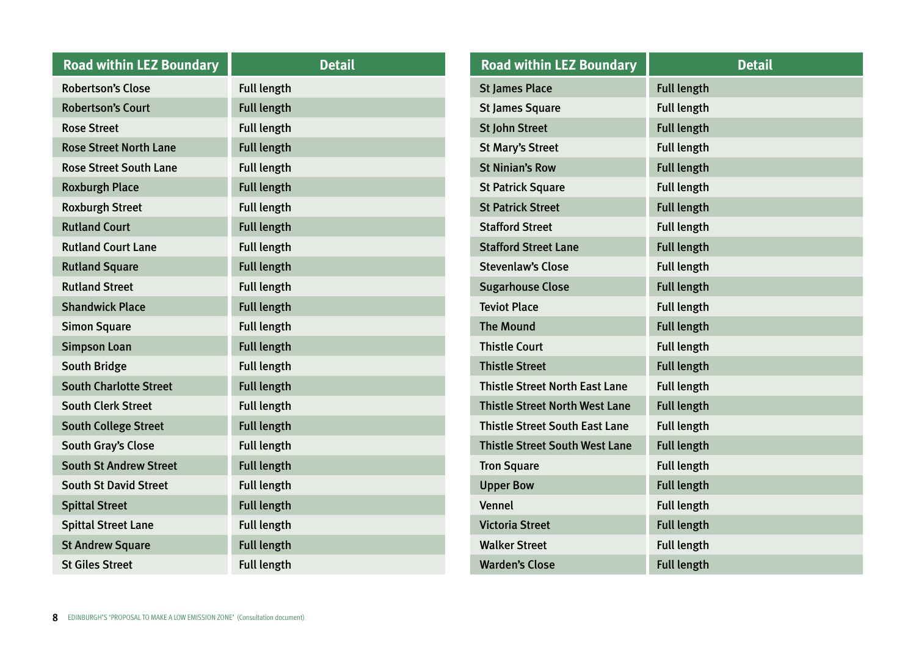| Road within LEZ Boundary | Detail |
|---|---|
| Robertson's Close | Full length |
| Robertson's Court | Full length |
| Rose Street | Full length |
| Rose Street North Lane | Full length |
| Rose Street South Lane | Full length |
| Roxburgh Place | Full length |
| Roxburgh Street | Full length |
| Rutland Court | Full length |
| Rutland Court Lane | Full length |
| Rutland Square | Full length |
| Rutland Street | Full length |
| Shandwick Place | Full length |
| Simon Square | Full length |
| Simpson Loan | Full length |
| South Bridge | Full length |
| South Charlotte Street | Full length |
| South Clerk Street | Full length |
| South College Street | Full length |
| South Gray's Close | Full length |
| South St Andrew Street | Full length |
| South St David Street | Full length |
| Spittal Street | Full length |
| Spittal Street Lane | Full length |
| St Andrew Square | Full length |
| St Giles Street | Full length |

| Road within LEZ Boundary | Detail |
|---|---|
| St James Place | Full length |
| St James Square | Full length |
| St John Street | Full length |
| St Mary's Street | Full length |
| St Ninian's Row | Full length |
| St Patrick Square | Full length |
| St Patrick Street | Full length |
| Stafford Street | Full length |
| Stafford Street Lane | Full length |
| Stevenlaw's Close | Full length |
| Sugarhouse Close | Full length |
| Teviot Place | Full length |
| The Mound | Full length |
| Thistle Court | Full length |
| Thistle Street | Full length |
| Thistle Street North East Lane | Full length |
| Thistle Street North West Lane | Full length |
| Thistle Street South East Lane | Full length |
| Thistle Street South West Lane | Full length |
| Tron Square | Full length |
| Upper Bow | Full length |
| Vennel | Full length |
| Victoria Street | Full length |
| Walker Street | Full length |
| Warden's Close | Full length |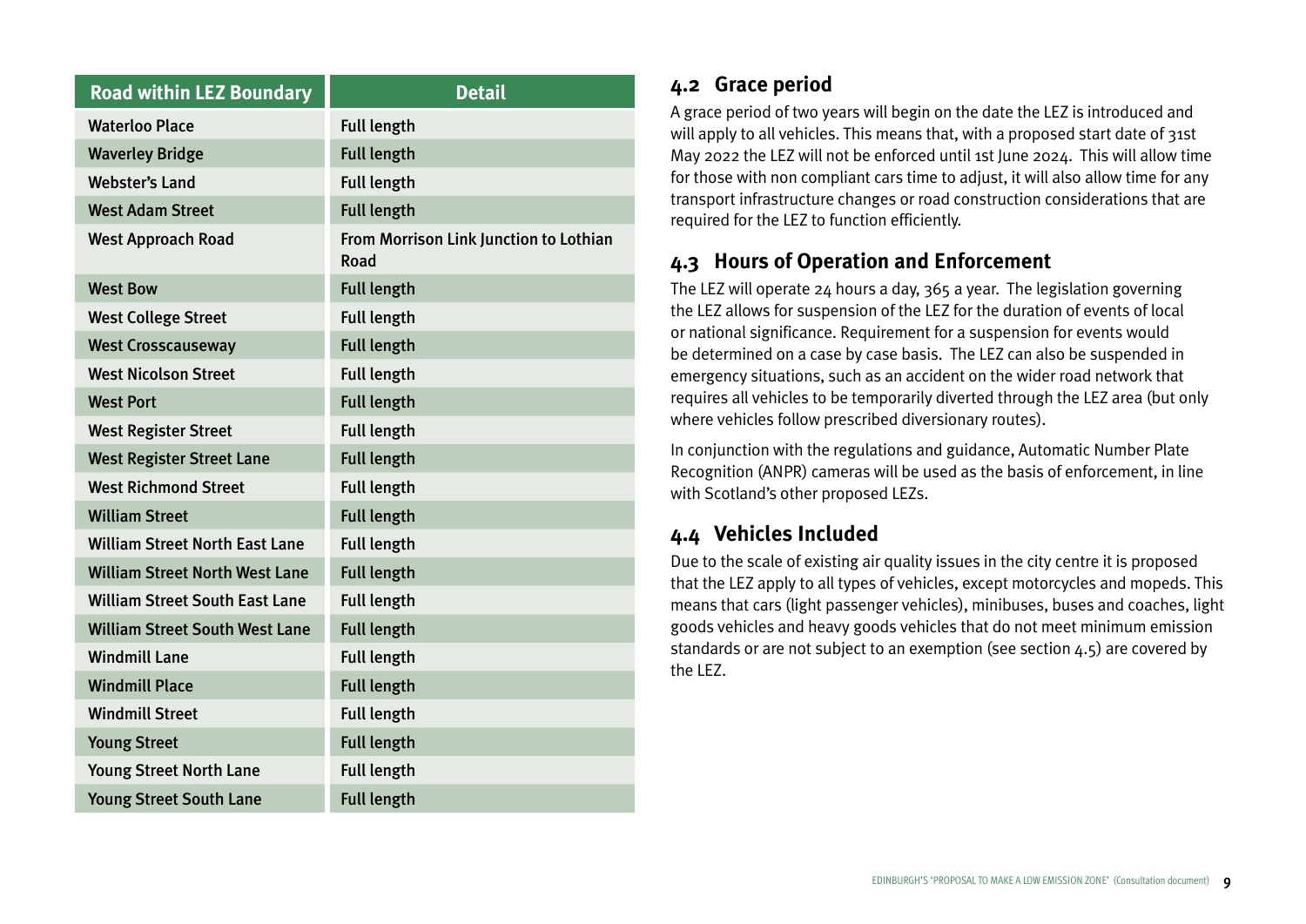| Road within LEZ Boundary | Detail |
|---|---|
| Waterloo Place | Full length |
| Waverley Bridge | Full length |
| Webster's Land | Full length |
| West Adam Street | Full length |
| West Approach Road | From Morrison Link Junction to Lothian Road |
| West Bow | Full length |
| West College Street | Full length |
| West Crosscauseway | Full length |
| West Nicolson Street | Full length |
| West Port | Full length |
| West Register Street | Full length |
| West Register Street Lane | Full length |
| West Richmond Street | Full length |
| William Street | Full length |
| William Street North East Lane | Full length |
| William Street North West Lane | Full length |
| William Street South East Lane | Full length |
| William Street South West Lane | Full length |
| Windmill Lane | Full length |
| Windmill Place | Full length |
| Windmill Street | Full length |
| Young Street | Full length |
| Young Street North Lane | Full length |
| Young Street South Lane | Full length |

## 4.2 Grace period

A grace period of two years will begin on the date the LEZ is introduced and will apply to all vehicles. This means that, with a proposed start date of 31st May 2022 the LEZ will not be enforced until 1st June 2024. This will allow time for those with non compliant cars time to adjust, it will also allow time for any transport infrastructure changes or road construction considerations that are required for the LEZ to function efficiently.

## 4.3 Hours of Operation and Enforcement

The LEZ will operate 24 hours a day, 365 a year. The legislation governing the LEZ allows for suspension of the LEZ for the duration of events of local or national significance. Requirement for a suspension for events would be determined on a case by case basis. The LEZ can also be suspended in emergency situations, such as an accident on the wider road network that requires all vehicles to be temporarily diverted through the LEZ area (but only where vehicles follow prescribed diversionary routes).

In conjunction with the regulations and guidance, Automatic Number Plate Recognition (ANPR) cameras will be used as the basis of enforcement, in line with Scotland's other proposed LEZs.

## 4.4 Vehicles Included

Due to the scale of existing air quality issues in the city centre it is proposed that the LEZ apply to all types of vehicles, except motorcycles and mopeds. This means that cars (light passenger vehicles), minibuses, buses and coaches, light goods vehicles and heavy goods vehicles that do not meet minimum emission standards or are not subject to an exemption (see section 4.5) are covered by the LEZ.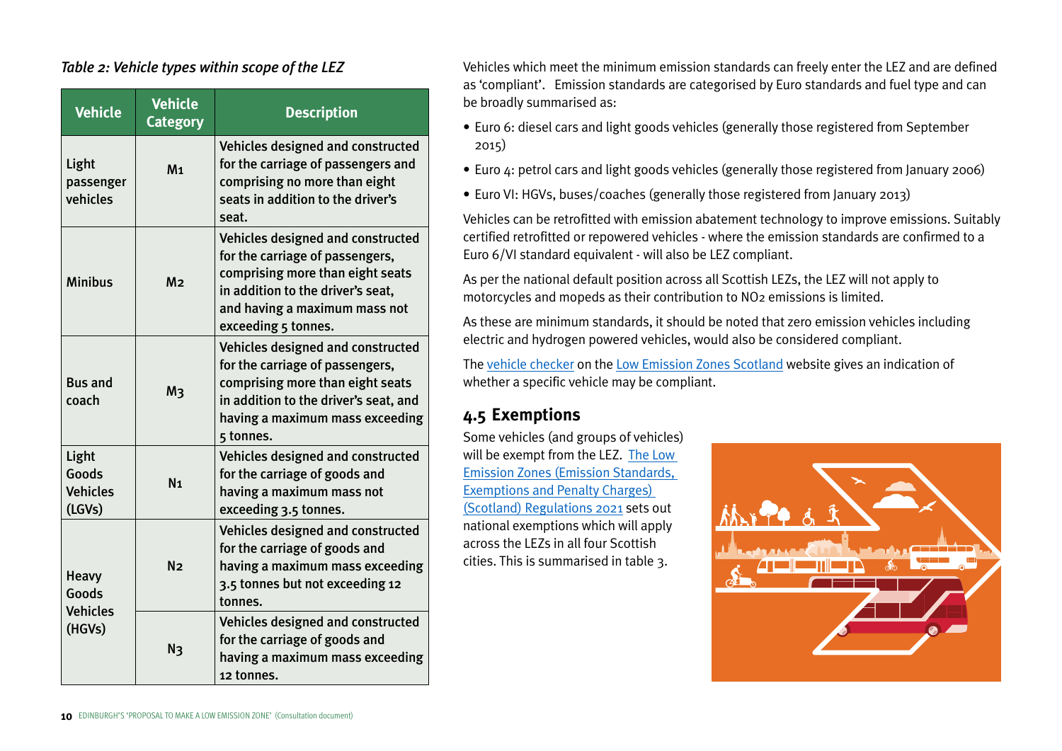*Table 2: Vehicle types within scope of the LEZ*

| Vehicle | Vehicle Category | Description |
|---|---|---|
| Light passenger vehicles | M1 | Vehicles designed and constructed for the carriage of passengers and comprising no more than eight seats in addition to the driver's seat. |
| Minibus | M2 | Vehicles designed and constructed for the carriage of passengers, comprising more than eight seats in addition to the driver's seat, and having a maximum mass not exceeding 5 tonnes. |
| Bus and coach | M3 | Vehicles designed and constructed for the carriage of passengers, comprising more than eight seats in addition to the driver's seat, and having a maximum mass exceeding 5 tonnes. |
| Light Goods Vehicles (LGVs) | N1 | Vehicles designed and constructed for the carriage of goods and having a maximum mass not exceeding 3.5 tonnes. |
| Heavy Goods Vehicles (HGVs) | N2 | Vehicles designed and constructed for the carriage of goods and having a maximum mass exceeding 3.5 tonnes but not exceeding 12 tonnes. |
| | N3 | Vehicles designed and constructed for the carriage of goods and having a maximum mass exceeding 12 tonnes. |

Vehicles which meet the minimum emission standards can freely enter the LEZ and are defined as 'compliant'. Emission standards are categorised by Euro standards and fuel type and can be broadly summarised as:

- Euro 6: diesel cars and light goods vehicles (generally those registered from September 2015)
- Euro 4: petrol cars and light goods vehicles (generally those registered from January 2006)
- Euro VI: HGVs, buses/coaches (generally those registered from January 2013)

Vehicles can be retrofitted with emission abatement technology to improve emissions. Suitably certified retrofitted or repowered vehicles - where the emission standards are confirmed to a Euro 6/VI standard equivalent - will also be LEZ compliant.

As per the national default position across all Scottish LEZs, the LEZ will not apply to motorcycles and mopeds as their contribution to $NO_2$ emissions is limited.

As these are minimum standards, it should be noted that zero emission vehicles including electric and hydrogen powered vehicles, would also be considered compliant.

The vehicle checker on the Low Emission Zones Scotland website gives an indication of whether a specific vehicle may be compliant.

## 4.5 Exemptions

Some vehicles (and groups of vehicles) will be exempt from the LEZ. The Low Emission Zones (Emission Standards, Exemptions and Penalty Charges) (Scotland) Regulations 2021 sets out national exemptions which will apply across the LEZs in all four Scottish cities. This is summarised in table 3.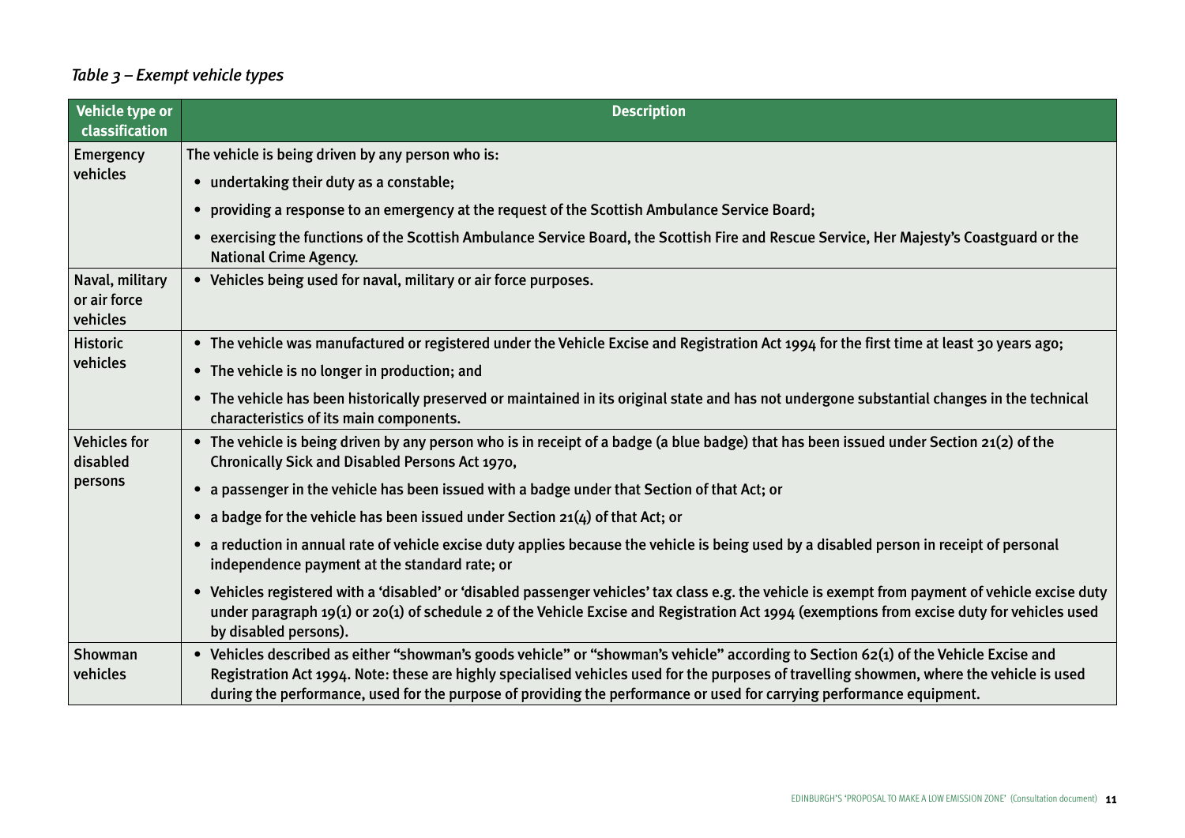*Table 3 – Exempt vehicle types*

| Vehicle type or classification | Description |
|---|---|
| Emergency vehicles | The vehicle is being driven by any person who is:<br>• undertaking their duty as a constable;<br>• providing a response to an emergency at the request of the Scottish Ambulance Service Board;<br>• exercising the functions of the Scottish Ambulance Service Board, the Scottish Fire and Rescue Service, Her Majesty's Coastguard or the National Crime Agency. |
| Naval, military or air force vehicles | • Vehicles being used for naval, military or air force purposes. |
| Historic vehicles | • The vehicle was manufactured or registered under the Vehicle Excise and Registration Act 1994 for the first time at least 30 years ago;<br>• The vehicle is no longer in production; and<br>• The vehicle has been historically preserved or maintained in its original state and has not undergone substantial changes in the technical characteristics of its main components. |
| Vehicles for disabled persons | • The vehicle is being driven by any person who is in receipt of a badge (a blue badge) that has been issued under Section 21(2) of the Chronically Sick and Disabled Persons Act 1970,<br>• a passenger in the vehicle has been issued with a badge under that Section of that Act; or<br>• a badge for the vehicle has been issued under Section 21(4) of that Act; or<br>• a reduction in annual rate of vehicle excise duty applies because the vehicle is being used by a disabled person in receipt of personal independence payment at the standard rate; or<br>• Vehicles registered with a 'disabled' or 'disabled passenger vehicles' tax class e.g. the vehicle is exempt from payment of vehicle excise duty under paragraph 19(1) or 20(1) of schedule 2 of the Vehicle Excise and Registration Act 1994 (exemptions from excise duty for vehicles used by disabled persons). |
| Showman vehicles | • Vehicles described as either "showman's goods vehicle" or "showman's vehicle" according to Section 62(1) of the Vehicle Excise and Registration Act 1994. Note: these are highly specialised vehicles used for the purposes of travelling showmen, where the vehicle is used during the performance, used for the purpose of providing the performance or used for carrying performance equipment. |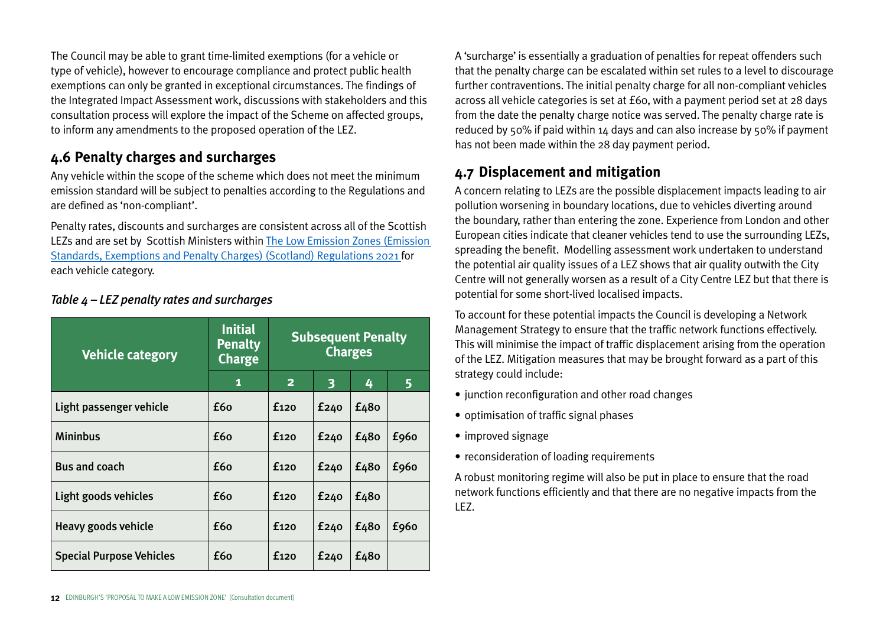The Council may be able to grant time-limited exemptions (for a vehicle or type of vehicle), however to encourage compliance and protect public health exemptions can only be granted in exceptional circumstances. The findings of the Integrated Impact Assessment work, discussions with stakeholders and this consultation process will explore the impact of the Scheme on affected groups, to inform any amendments to the proposed operation of the LEZ.

## 4.6 Penalty charges and surcharges

Any vehicle within the scope of the scheme which does not meet the minimum emission standard will be subject to penalties according to the Regulations and are defined as 'non-compliant'.

Penalty rates, discounts and surcharges are consistent across all of the Scottish LEZs and are set by Scottish Ministers within [The Low Emission Zones (Emission Standards, Exemptions and Penalty Charges) (Scotland) Regulations 2021] for each vehicle category.

*Table 4 – LEZ penalty rates and surcharges*

| Vehicle category | Initial Penalty Charge | Subsequent Penalty Charges | | | |
|---|---|---|---|---|---|
| | 1 | 2 | 3 | 4 | 5 |
| Light passenger vehicle | £60 | £120 | £240 | £480 | |
| Mininbus | £60 | £120 | £240 | £480 | £960 |
| Bus and coach | £60 | £120 | £240 | £480 | £960 |
| Light goods vehicles | £60 | £120 | £240 | £480 | |
| Heavy goods vehicle | £60 | £120 | £240 | £480 | £960 |
| Special Purpose Vehicles | £60 | £120 | £240 | £480 | |

A 'surcharge' is essentially a graduation of penalties for repeat offenders such that the penalty charge can be escalated within set rules to a level to discourage further contraventions. The initial penalty charge for all non-compliant vehicles across all vehicle categories is set at £60, with a payment period set at 28 days from the date the penalty charge notice was served. The penalty charge rate is reduced by 50% if paid within 14 days and can also increase by 50% if payment has not been made within the 28 day payment period.

## 4.7 Displacement and mitigation

A concern relating to LEZs are the possible displacement impacts leading to air pollution worsening in boundary locations, due to vehicles diverting around the boundary, rather than entering the zone. Experience from London and other European cities indicate that cleaner vehicles tend to use the surrounding LEZs, spreading the benefit. Modelling assessment work undertaken to understand the potential air quality issues of a LEZ shows that air quality outwith the City Centre will not generally worsen as a result of a City Centre LEZ but that there is potential for some short-lived localised impacts.

To account for these potential impacts the Council is developing a Network Management Strategy to ensure that the traffic network functions effectively. This will minimise the impact of traffic displacement arising from the operation of the LEZ. Mitigation measures that may be brought forward as a part of this strategy could include:

- junction reconfiguration and other road changes
- optimisation of traffic signal phases
- improved signage
- reconsideration of loading requirements

A robust monitoring regime will also be put in place to ensure that the road network functions efficiently and that there are no negative impacts from the LEZ.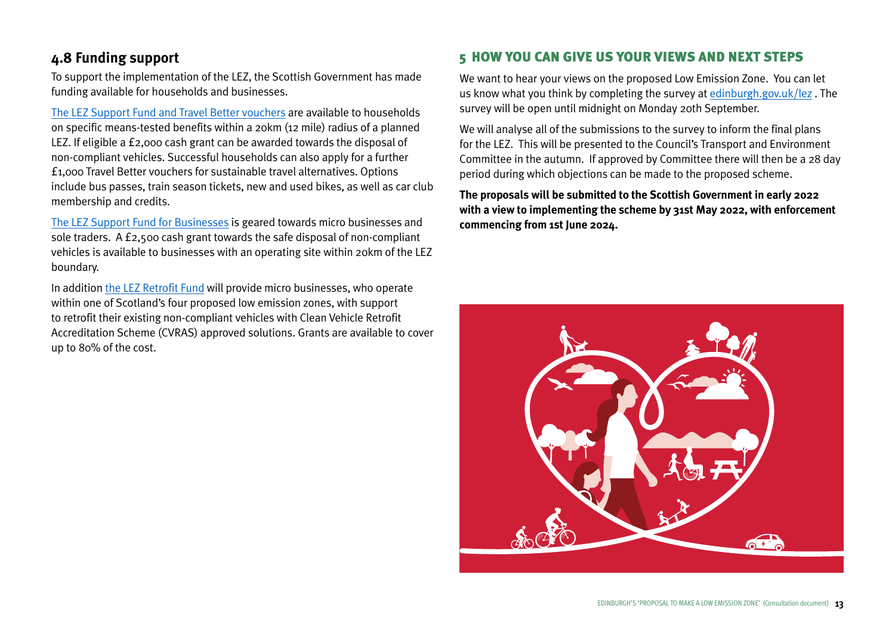## 4.8 Funding support

To support the implementation of the LEZ, the Scottish Government has made funding available for households and businesses.

The LEZ Support Fund and Travel Better vouchers are available to households on specific means-tested benefits within a 20km (12 mile) radius of a planned LEZ. If eligible a £2,000 cash grant can be awarded towards the disposal of non-compliant vehicles. Successful households can also apply for a further £1,000 Travel Better vouchers for sustainable travel alternatives. Options include bus passes, train season tickets, new and used bikes, as well as car club membership and credits.

The LEZ Support Fund for Businesses is geared towards micro businesses and sole traders. A £2,500 cash grant towards the safe disposal of non-compliant vehicles is available to businesses with an operating site within 20km of the LEZ boundary.

In addition the LEZ Retrofit Fund will provide micro businesses, who operate within one of Scotland's four proposed low emission zones, with support to retrofit their existing non-compliant vehicles with Clean Vehicle Retrofit Accreditation Scheme (CVRAS) approved solutions. Grants are available to cover up to 80% of the cost.

## 5 HOW YOU CAN GIVE US YOUR VIEWS AND NEXT STEPS

We want to hear your views on the proposed Low Emission Zone. You can let us know what you think by completing the survey at edinburgh.gov.uk/lez . The survey will be open until midnight on Monday 20th September.

We will analyse all of the submissions to the survey to inform the final plans for the LEZ. This will be presented to the Council's Transport and Environment Committee in the autumn. If approved by Committee there will then be a 28 day period during which objections can be made to the proposed scheme.

**The proposals will be submitted to the Scottish Government in early 2022 with a view to implementing the scheme by 31st May 2022, with enforcement commencing from 1st June 2024.**